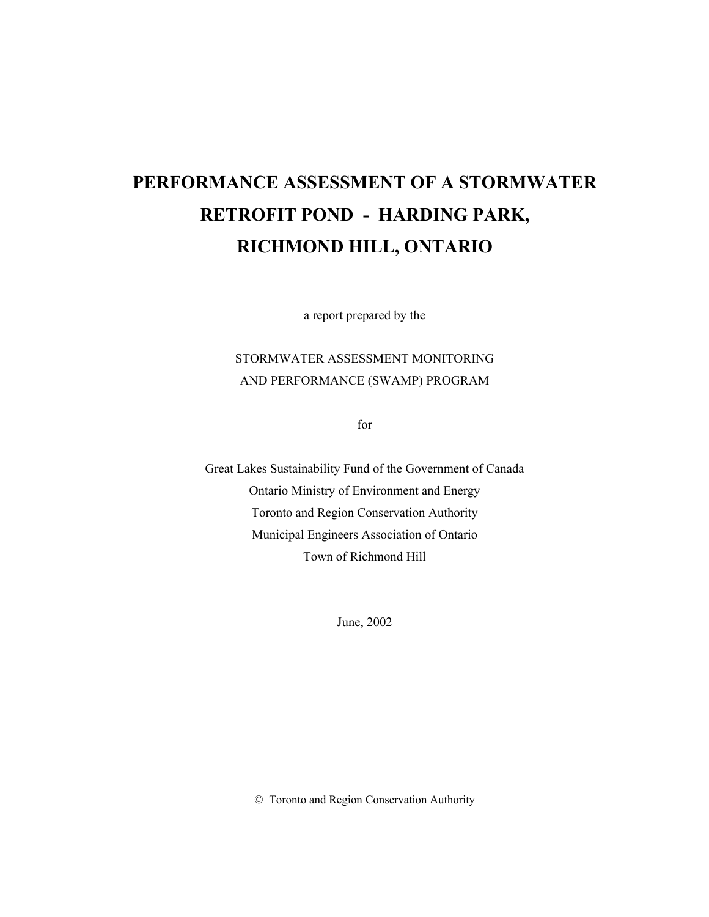# PERFORMANCE ASSESSMENT OF A STORMWATER RETROFIT POND - HARDING PARK, RICHMOND HILL, ONTARIO

a report prepared by the

STORMWATER ASSESSMENT MONITORING AND PERFORMANCE (SWAMP) PROGRAM

for

Great Lakes Sustainability Fund of the Government of Canada
Ontario Ministry of Environment and Energy
Toronto and Region Conservation Authority
Municipal Engineers Association of Ontario
Town of Richmond Hill

June, 2002

© Toronto and Region Conservation Authority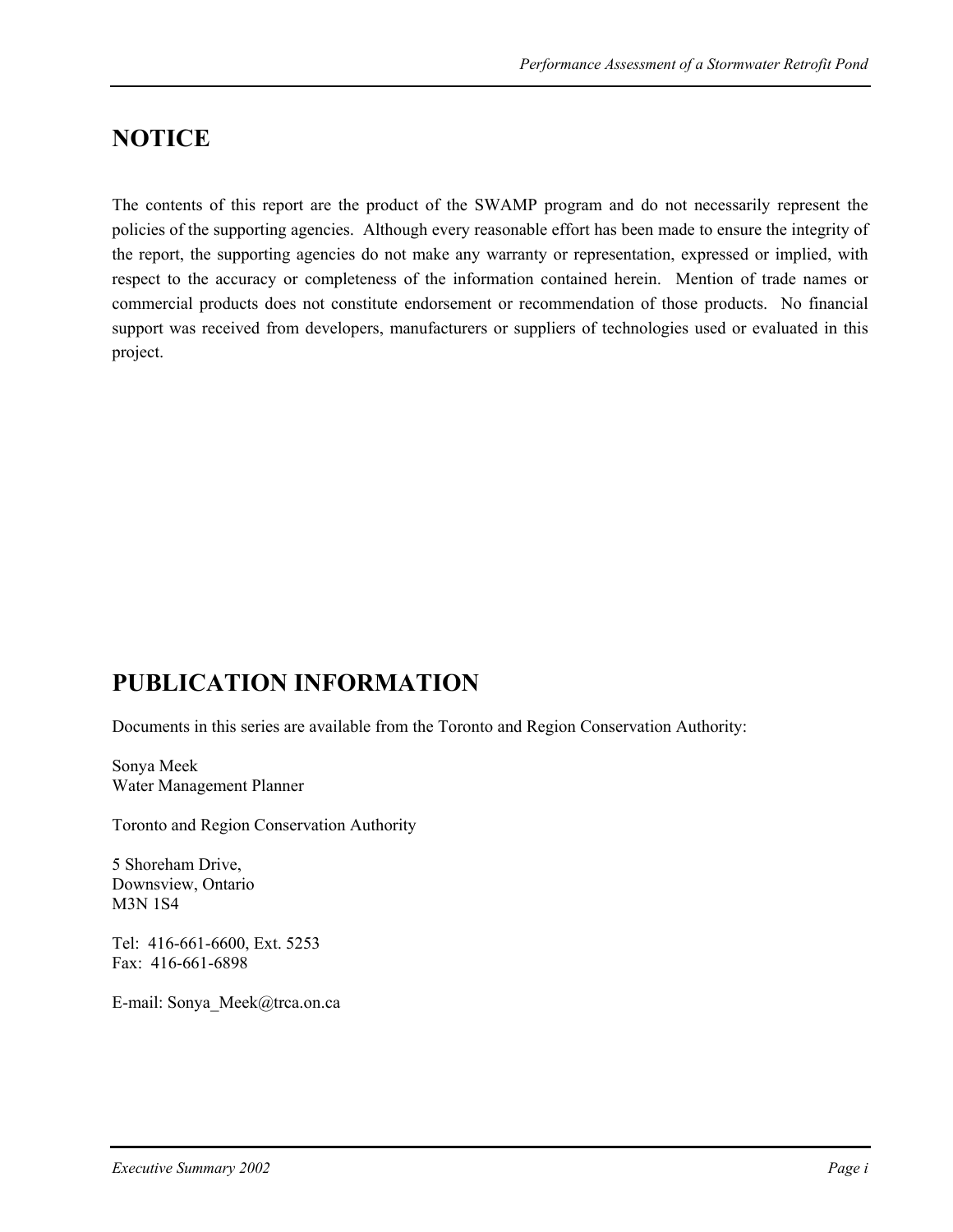# NOTICE

The contents of this report are the product of the SWAMP program and do not necessarily represent the policies of the supporting agencies. Although every reasonable effort has been made to ensure the integrity of the report, the supporting agencies do not make any warranty or representation, expressed or implied, with respect to the accuracy or completeness of the information contained herein. Mention of trade names or commercial products does not constitute endorsement or recommendation of those products. No financial support was received from developers, manufacturers or suppliers of technologies used or evaluated in this project.

# PUBLICATION INFORMATION

Documents in this series are available from the Toronto and Region Conservation Authority:

Sonya Meek
Water Management Planner

Toronto and Region Conservation Authority

5 Shoreham Drive,
Downsview, Ontario
M3N 1S4

Tel: 416-661-6600, Ext. 5253
Fax: 416-661-6898

E-mail: Sonya_Meek@trca.on.ca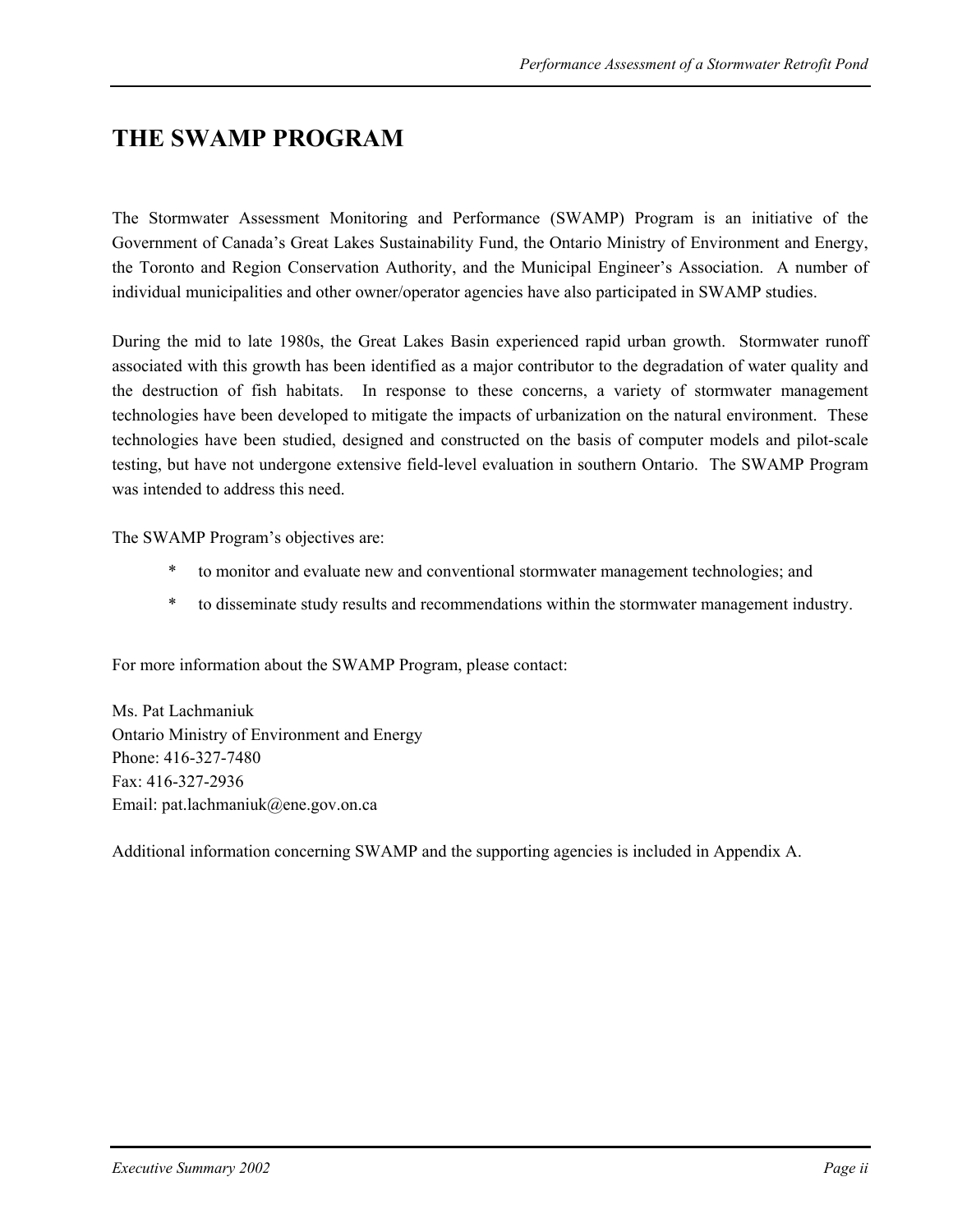# THE SWAMP PROGRAM

The Stormwater Assessment Monitoring and Performance (SWAMP) Program is an initiative of the Government of Canada's Great Lakes Sustainability Fund, the Ontario Ministry of Environment and Energy, the Toronto and Region Conservation Authority, and the Municipal Engineer's Association. A number of individual municipalities and other owner/operator agencies have also participated in SWAMP studies.

During the mid to late 1980s, the Great Lakes Basin experienced rapid urban growth. Stormwater runoff associated with this growth has been identified as a major contributor to the degradation of water quality and the destruction of fish habitats. In response to these concerns, a variety of stormwater management technologies have been developed to mitigate the impacts of urbanization on the natural environment. These technologies have been studied, designed and constructed on the basis of computer models and pilot-scale testing, but have not undergone extensive field-level evaluation in southern Ontario. The SWAMP Program was intended to address this need.

The SWAMP Program's objectives are:

- to monitor and evaluate new and conventional stormwater management technologies; and
- to disseminate study results and recommendations within the stormwater management industry.

For more information about the SWAMP Program, please contact:

Ms. Pat Lachmaniuk
Ontario Ministry of Environment and Energy
Phone: 416-327-7480
Fax: 416-327-2936
Email: pat.lachmaniuk@ene.gov.on.ca

Additional information concerning SWAMP and the supporting agencies is included in Appendix A.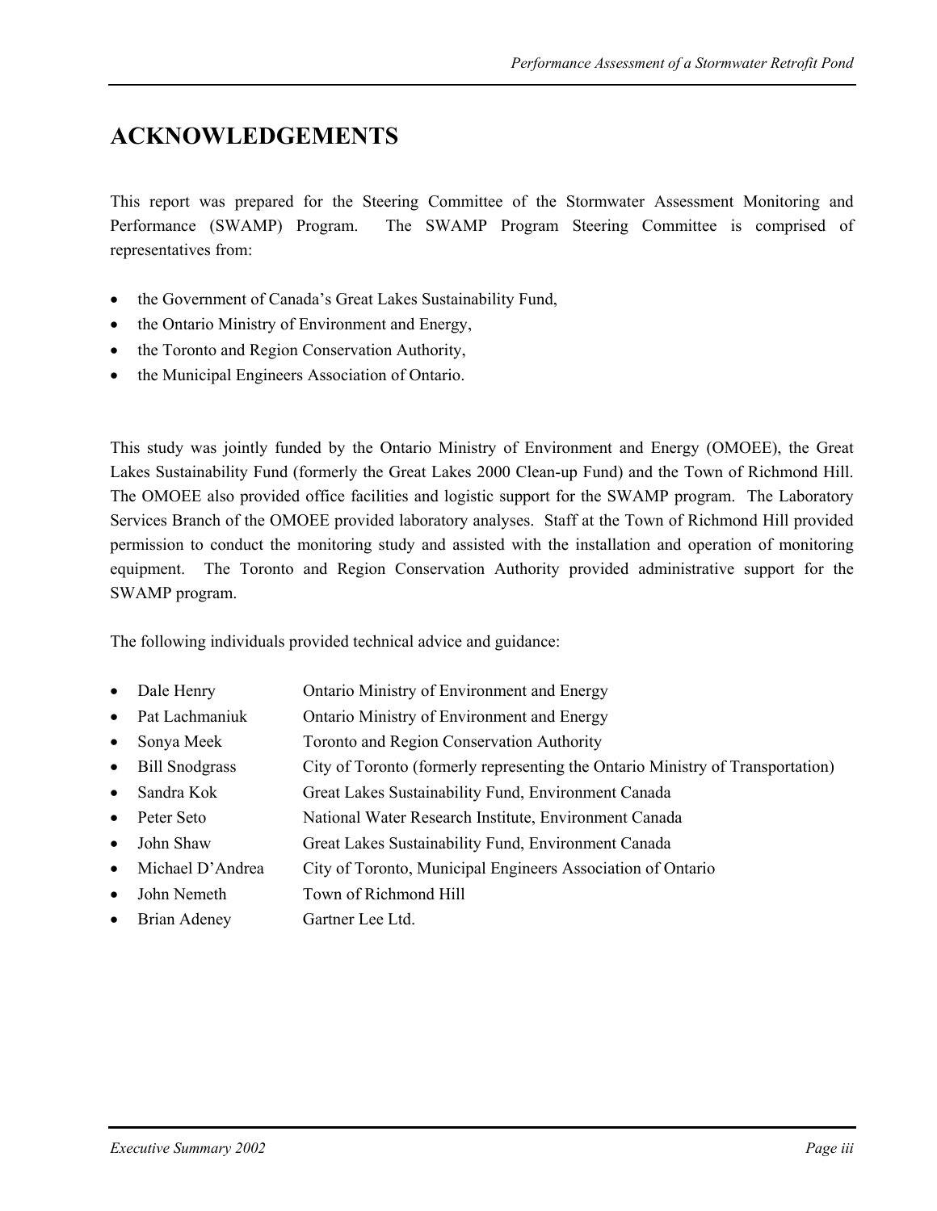# ACKNOWLEDGEMENTS

This report was prepared for the Steering Committee of the Stormwater Assessment Monitoring and Performance (SWAMP) Program. The SWAMP Program Steering Committee is comprised of representatives from:

- the Government of Canada's Great Lakes Sustainability Fund,
- the Ontario Ministry of Environment and Energy,
- the Toronto and Region Conservation Authority,
- the Municipal Engineers Association of Ontario.

This study was jointly funded by the Ontario Ministry of Environment and Energy (OMOEE), the Great Lakes Sustainability Fund (formerly the Great Lakes 2000 Clean-up Fund) and the Town of Richmond Hill. The OMOEE also provided office facilities and logistic support for the SWAMP program. The Laboratory Services Branch of the OMOEE provided laboratory analyses. Staff at the Town of Richmond Hill provided permission to conduct the monitoring study and assisted with the installation and operation of monitoring equipment. The Toronto and Region Conservation Authority provided administrative support for the SWAMP program.

The following individuals provided technical advice and guidance:

- Dale Henry — Ontario Ministry of Environment and Energy
- Pat Lachmaniuk — Ontario Ministry of Environment and Energy
- Sonya Meek — Toronto and Region Conservation Authority
- Bill Snodgrass — City of Toronto (formerly representing the Ontario Ministry of Transportation)
- Sandra Kok — Great Lakes Sustainability Fund, Environment Canada
- Peter Seto — National Water Research Institute, Environment Canada
- John Shaw — Great Lakes Sustainability Fund, Environment Canada
- Michael D'Andrea — City of Toronto, Municipal Engineers Association of Ontario
- John Nemeth — Town of Richmond Hill
- Brian Adeney — Gartner Lee Ltd.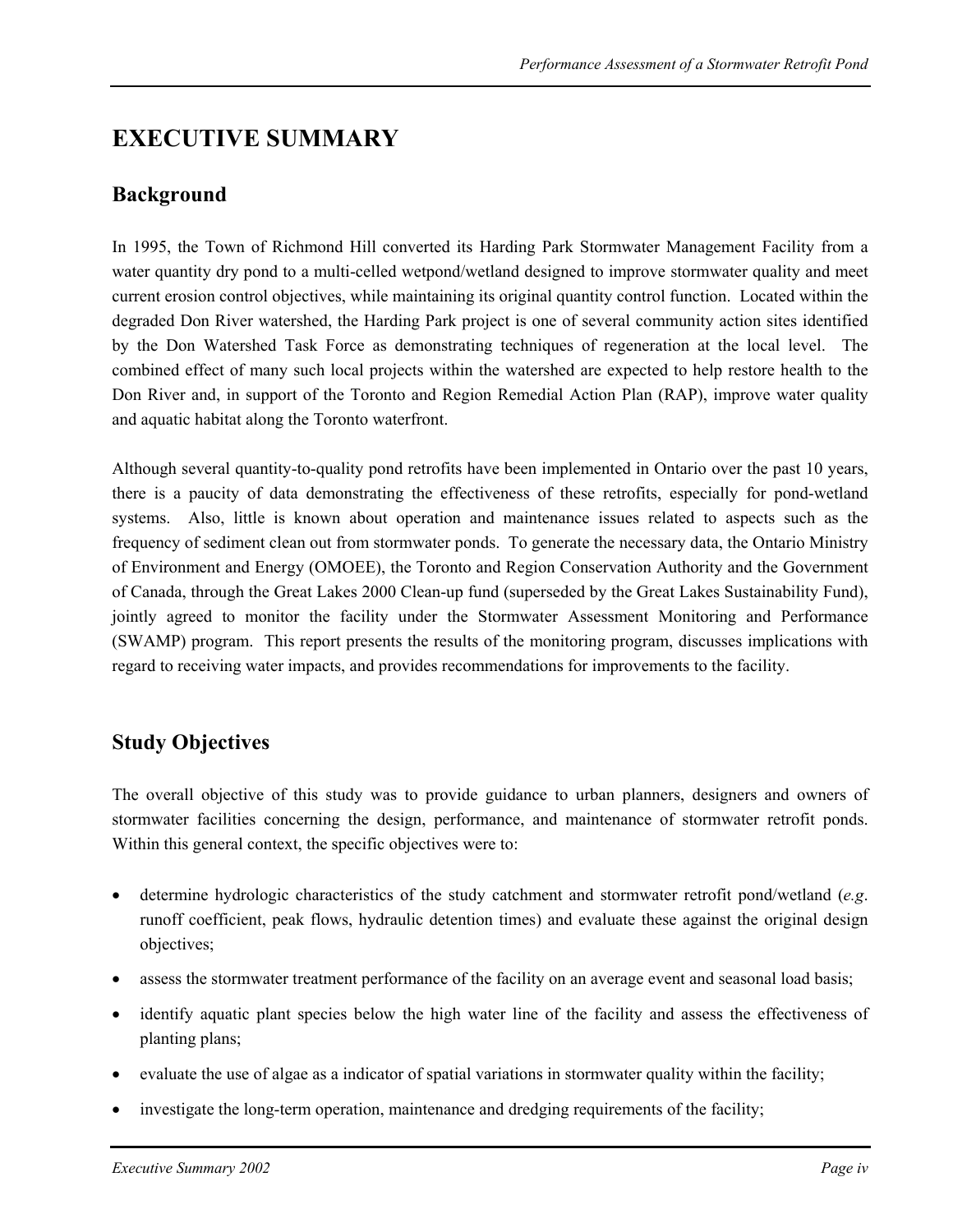# EXECUTIVE SUMMARY

## Background

In 1995, the Town of Richmond Hill converted its Harding Park Stormwater Management Facility from a water quantity dry pond to a multi-celled wetpond/wetland designed to improve stormwater quality and meet current erosion control objectives, while maintaining its original quantity control function. Located within the degraded Don River watershed, the Harding Park project is one of several community action sites identified by the Don Watershed Task Force as demonstrating techniques of regeneration at the local level. The combined effect of many such local projects within the watershed are expected to help restore health to the Don River and, in support of the Toronto and Region Remedial Action Plan (RAP), improve water quality and aquatic habitat along the Toronto waterfront.

Although several quantity-to-quality pond retrofits have been implemented in Ontario over the past 10 years, there is a paucity of data demonstrating the effectiveness of these retrofits, especially for pond-wetland systems. Also, little is known about operation and maintenance issues related to aspects such as the frequency of sediment clean out from stormwater ponds. To generate the necessary data, the Ontario Ministry of Environment and Energy (OMOEE), the Toronto and Region Conservation Authority and the Government of Canada, through the Great Lakes 2000 Clean-up fund (superseded by the Great Lakes Sustainability Fund), jointly agreed to monitor the facility under the Stormwater Assessment Monitoring and Performance (SWAMP) program. This report presents the results of the monitoring program, discusses implications with regard to receiving water impacts, and provides recommendations for improvements to the facility.

## Study Objectives

The overall objective of this study was to provide guidance to urban planners, designers and owners of stormwater facilities concerning the design, performance, and maintenance of stormwater retrofit ponds. Within this general context, the specific objectives were to:

- determine hydrologic characteristics of the study catchment and stormwater retrofit pond/wetland (*e.g*. runoff coefficient, peak flows, hydraulic detention times) and evaluate these against the original design objectives;
- assess the stormwater treatment performance of the facility on an average event and seasonal load basis;
- identify aquatic plant species below the high water line of the facility and assess the effectiveness of planting plans;
- evaluate the use of algae as a indicator of spatial variations in stormwater quality within the facility;
- investigate the long-term operation, maintenance and dredging requirements of the facility;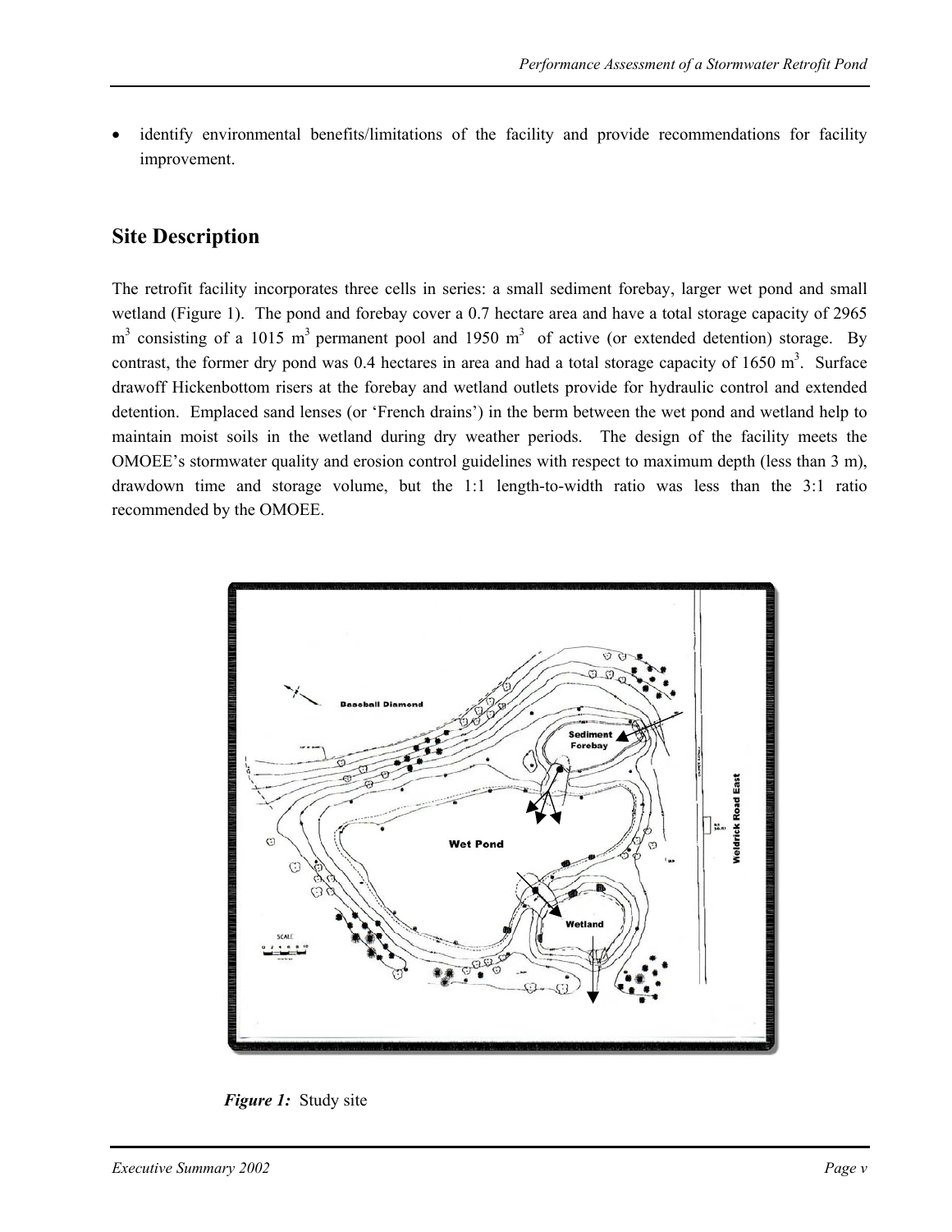- identify environmental benefits/limitations of the facility and provide recommendations for facility improvement.

## Site Description

The retrofit facility incorporates three cells in series: a small sediment forebay, larger wet pond and small wetland (Figure 1). The pond and forebay cover a 0.7 hectare area and have a total storage capacity of 2965 $m^3$ consisting of a 1015 $m^3$ permanent pool and 1950 $m^3$ of active (or extended detention) storage. By contrast, the former dry pond was 0.4 hectares in area and had a total storage capacity of 1650 $m^3$. Surface drawoff Hickenbottom risers at the forebay and wetland outlets provide for hydraulic control and extended detention. Emplaced sand lenses (or 'French drains') in the berm between the wet pond and wetland help to maintain moist soils in the wetland during dry weather periods. The design of the facility meets the OMOEE's stormwater quality and erosion control guidelines with respect to maximum depth (less than 3 m), drawdown time and storage volume, but the 1:1 length-to-width ratio was less than the 3:1 ratio recommended by the OMOEE.

***Figure 1:*** Study site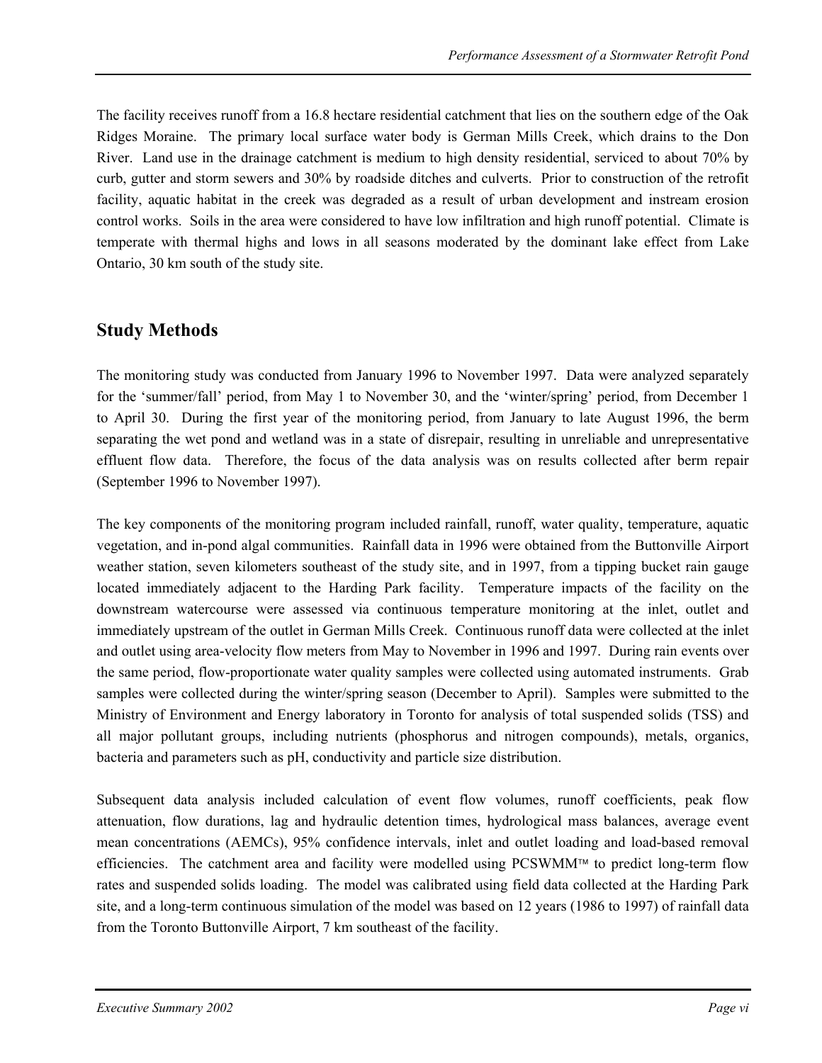The facility receives runoff from a 16.8 hectare residential catchment that lies on the southern edge of the Oak Ridges Moraine. The primary local surface water body is German Mills Creek, which drains to the Don River. Land use in the drainage catchment is medium to high density residential, serviced to about 70% by curb, gutter and storm sewers and 30% by roadside ditches and culverts. Prior to construction of the retrofit facility, aquatic habitat in the creek was degraded as a result of urban development and instream erosion control works. Soils in the area were considered to have low infiltration and high runoff potential. Climate is temperate with thermal highs and lows in all seasons moderated by the dominant lake effect from Lake Ontario, 30 km south of the study site.

## Study Methods

The monitoring study was conducted from January 1996 to November 1997. Data were analyzed separately for the 'summer/fall' period, from May 1 to November 30, and the 'winter/spring' period, from December 1 to April 30. During the first year of the monitoring period, from January to late August 1996, the berm separating the wet pond and wetland was in a state of disrepair, resulting in unreliable and unrepresentative effluent flow data. Therefore, the focus of the data analysis was on results collected after berm repair (September 1996 to November 1997).

The key components of the monitoring program included rainfall, runoff, water quality, temperature, aquatic vegetation, and in-pond algal communities. Rainfall data in 1996 were obtained from the Buttonville Airport weather station, seven kilometers southeast of the study site, and in 1997, from a tipping bucket rain gauge located immediately adjacent to the Harding Park facility. Temperature impacts of the facility on the downstream watercourse were assessed via continuous temperature monitoring at the inlet, outlet and immediately upstream of the outlet in German Mills Creek. Continuous runoff data were collected at the inlet and outlet using area-velocity flow meters from May to November in 1996 and 1997. During rain events over the same period, flow-proportionate water quality samples were collected using automated instruments. Grab samples were collected during the winter/spring season (December to April). Samples were submitted to the Ministry of Environment and Energy laboratory in Toronto for analysis of total suspended solids (TSS) and all major pollutant groups, including nutrients (phosphorus and nitrogen compounds), metals, organics, bacteria and parameters such as pH, conductivity and particle size distribution.

Subsequent data analysis included calculation of event flow volumes, runoff coefficients, peak flow attenuation, flow durations, lag and hydraulic detention times, hydrological mass balances, average event mean concentrations (AEMCs), 95% confidence intervals, inlet and outlet loading and load-based removal efficiencies. The catchment area and facility were modelled using PCSWMM™ to predict long-term flow rates and suspended solids loading. The model was calibrated using field data collected at the Harding Park site, and a long-term continuous simulation of the model was based on 12 years (1986 to 1997) of rainfall data from the Toronto Buttonville Airport, 7 km southeast of the facility.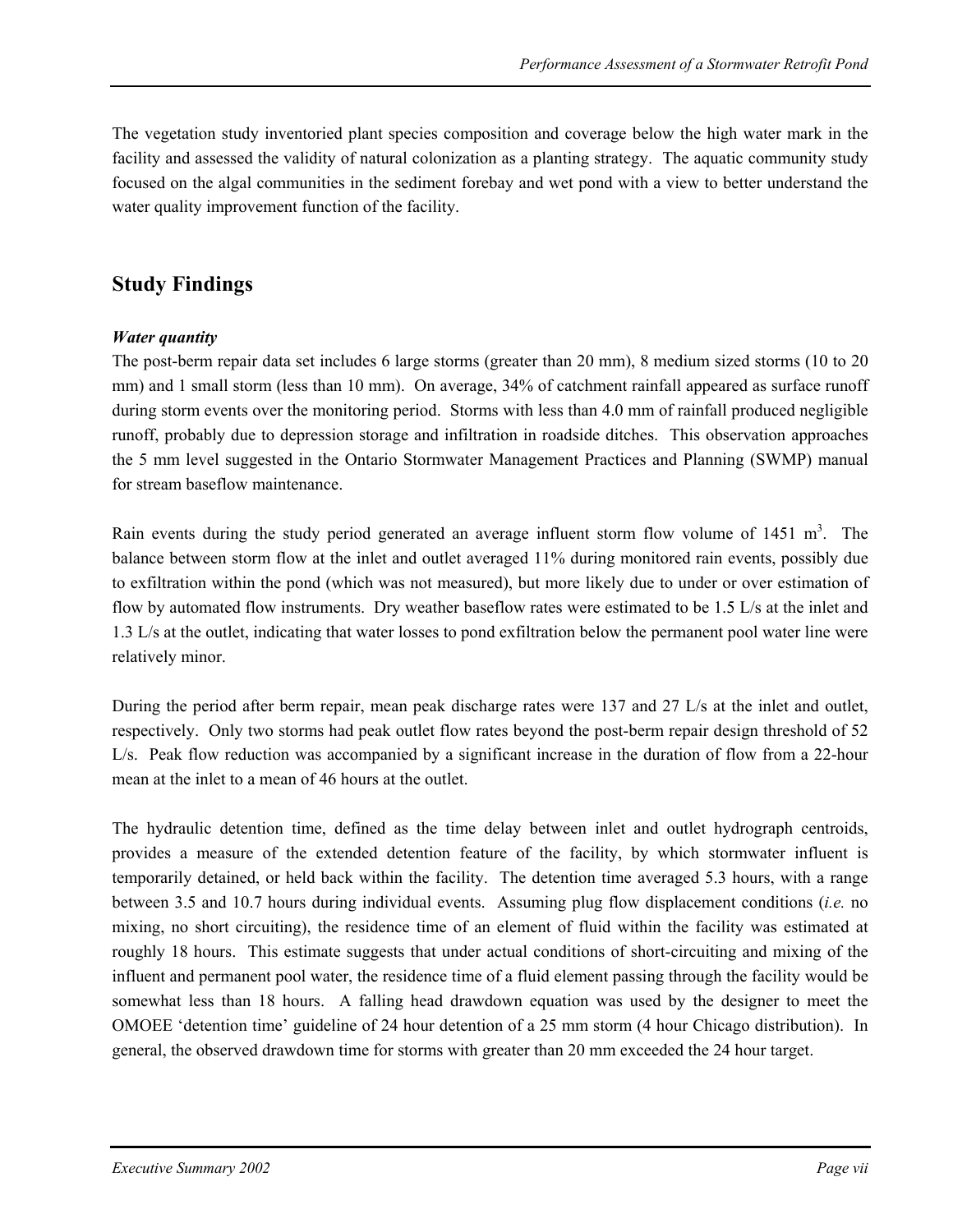The vegetation study inventoried plant species composition and coverage below the high water mark in the facility and assessed the validity of natural colonization as a planting strategy. The aquatic community study focused on the algal communities in the sediment forebay and wet pond with a view to better understand the water quality improvement function of the facility.

## Study Findings

***Water quantity***

The post-berm repair data set includes 6 large storms (greater than 20 mm), 8 medium sized storms (10 to 20 mm) and 1 small storm (less than 10 mm). On average, 34% of catchment rainfall appeared as surface runoff during storm events over the monitoring period. Storms with less than 4.0 mm of rainfall produced negligible runoff, probably due to depression storage and infiltration in roadside ditches. This observation approaches the 5 mm level suggested in the Ontario Stormwater Management Practices and Planning (SWMP) manual for stream baseflow maintenance.

Rain events during the study period generated an average influent storm flow volume of 1451 $m^3$. The balance between storm flow at the inlet and outlet averaged 11% during monitored rain events, possibly due to exfiltration within the pond (which was not measured), but more likely due to under or over estimation of flow by automated flow instruments. Dry weather baseflow rates were estimated to be 1.5 L/s at the inlet and 1.3 L/s at the outlet, indicating that water losses to pond exfiltration below the permanent pool water line were relatively minor.

During the period after berm repair, mean peak discharge rates were 137 and 27 L/s at the inlet and outlet, respectively. Only two storms had peak outlet flow rates beyond the post-berm repair design threshold of 52 L/s. Peak flow reduction was accompanied by a significant increase in the duration of flow from a 22-hour mean at the inlet to a mean of 46 hours at the outlet.

The hydraulic detention time, defined as the time delay between inlet and outlet hydrograph centroids, provides a measure of the extended detention feature of the facility, by which stormwater influent is temporarily detained, or held back within the facility. The detention time averaged 5.3 hours, with a range between 3.5 and 10.7 hours during individual events. Assuming plug flow displacement conditions (*i.e.* no mixing, no short circuiting), the residence time of an element of fluid within the facility was estimated at roughly 18 hours. This estimate suggests that under actual conditions of short-circuiting and mixing of the influent and permanent pool water, the residence time of a fluid element passing through the facility would be somewhat less than 18 hours. A falling head drawdown equation was used by the designer to meet the OMOEE 'detention time' guideline of 24 hour detention of a 25 mm storm (4 hour Chicago distribution). In general, the observed drawdown time for storms with greater than 20 mm exceeded the 24 hour target.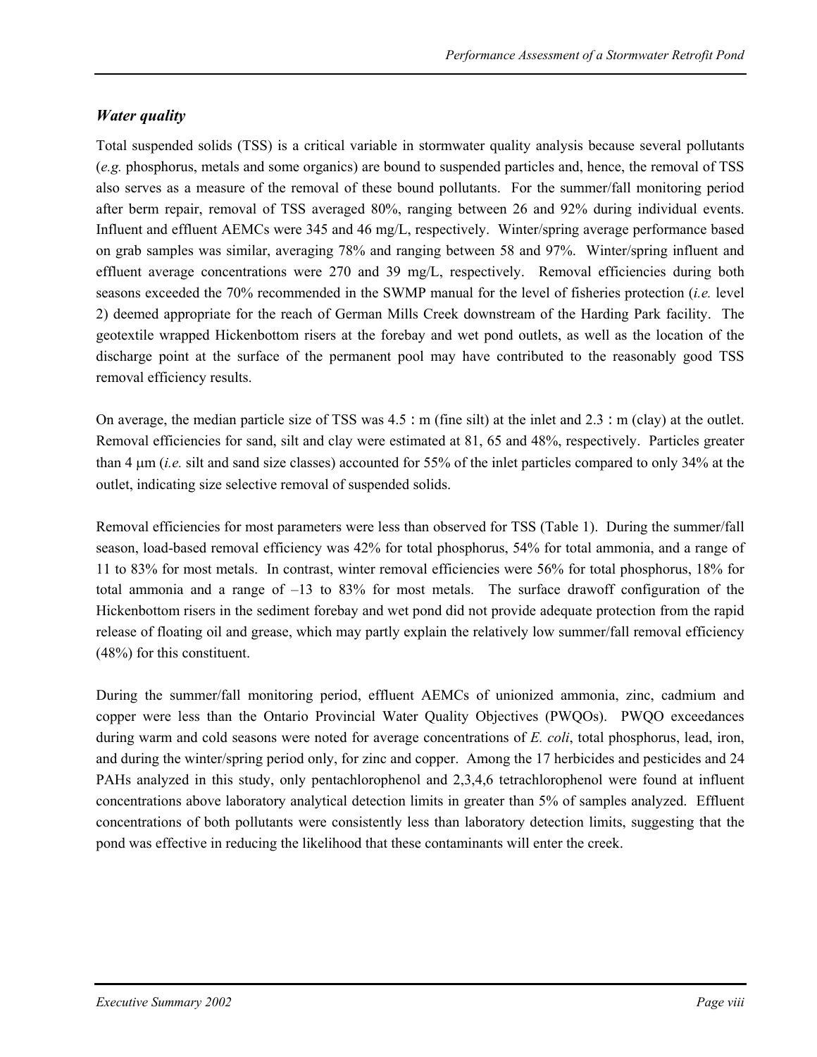## *Water quality*

Total suspended solids (TSS) is a critical variable in stormwater quality analysis because several pollutants (*e.g.* phosphorus, metals and some organics) are bound to suspended particles and, hence, the removal of TSS also serves as a measure of the removal of these bound pollutants. For the summer/fall monitoring period after berm repair, removal of TSS averaged 80%, ranging between 26 and 92% during individual events. Influent and effluent AEMCs were 345 and 46 mg/L, respectively. Winter/spring average performance based on grab samples was similar, averaging 78% and ranging between 58 and 97%. Winter/spring influent and effluent average concentrations were 270 and 39 mg/L, respectively. Removal efficiencies during both seasons exceeded the 70% recommended in the SWMP manual for the level of fisheries protection (*i.e.* level 2) deemed appropriate for the reach of German Mills Creek downstream of the Harding Park facility. The geotextile wrapped Hickenbottom risers at the forebay and wet pond outlets, as well as the location of the discharge point at the surface of the permanent pool may have contributed to the reasonably good TSS removal efficiency results.

On average, the median particle size of TSS was 4.5 : m (fine silt) at the inlet and 2.3 : m (clay) at the outlet. Removal efficiencies for sand, silt and clay were estimated at 81, 65 and 48%, respectively. Particles greater than 4 μm (*i.e.* silt and sand size classes) accounted for 55% of the inlet particles compared to only 34% at the outlet, indicating size selective removal of suspended solids.

Removal efficiencies for most parameters were less than observed for TSS (Table 1). During the summer/fall season, load-based removal efficiency was 42% for total phosphorus, 54% for total ammonia, and a range of 11 to 83% for most metals. In contrast, winter removal efficiencies were 56% for total phosphorus, 18% for total ammonia and a range of –13 to 83% for most metals. The surface drawoff configuration of the Hickenbottom risers in the sediment forebay and wet pond did not provide adequate protection from the rapid release of floating oil and grease, which may partly explain the relatively low summer/fall removal efficiency (48%) for this constituent.

During the summer/fall monitoring period, effluent AEMCs of unionized ammonia, zinc, cadmium and copper were less than the Ontario Provincial Water Quality Objectives (PWQOs). PWQO exceedances during warm and cold seasons were noted for average concentrations of *E. coli*, total phosphorus, lead, iron, and during the winter/spring period only, for zinc and copper. Among the 17 herbicides and pesticides and 24 PAHs analyzed in this study, only pentachlorophenol and 2,3,4,6 tetrachlorophenol were found at influent concentrations above laboratory analytical detection limits in greater than 5% of samples analyzed. Effluent concentrations of both pollutants were consistently less than laboratory detection limits, suggesting that the pond was effective in reducing the likelihood that these contaminants will enter the creek.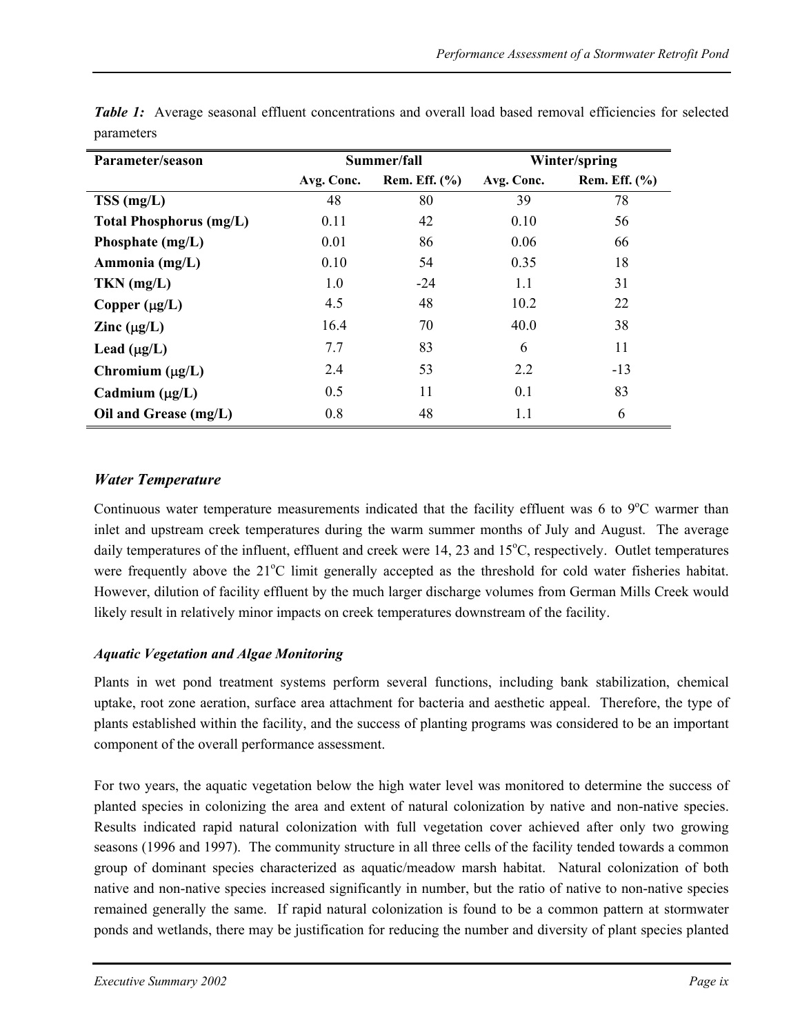***Table 1:*** Average seasonal effluent concentrations and overall load based removal efficiencies for selected parameters

| Parameter/season | Summer/fall | | Winter/spring | |
|---|---|---|---|---|
| | Avg. Conc. | Rem. Eff. (%) | Avg. Conc. | Rem. Eff. (%) |
| **TSS (mg/L)** | 48 | 80 | 39 | 78 |
| **Total Phosphorus (mg/L)** | 0.11 | 42 | 0.10 | 56 |
| **Phosphate (mg/L)** | 0.01 | 86 | 0.06 | 66 |
| **Ammonia (mg/L)** | 0.10 | 54 | 0.35 | 18 |
| **TKN (mg/L)** | 1.0 | -24 | 1.1 | 31 |
| **Copper (μg/L)** | 4.5 | 48 | 10.2 | 22 |
| **Zinc (μg/L)** | 16.4 | 70 | 40.0 | 38 |
| **Lead (μg/L)** | 7.7 | 83 | 6 | 11 |
| **Chromium (μg/L)** | 2.4 | 53 | 2.2 | -13 |
| **Cadmium (μg/L)** | 0.5 | 11 | 0.1 | 83 |
| **Oil and Grease (mg/L)** | 0.8 | 48 | 1.1 | 6 |

### *Water Temperature*

Continuous water temperature measurements indicated that the facility effluent was 6 to 9°C warmer than inlet and upstream creek temperatures during the warm summer months of July and August. The average daily temperatures of the influent, effluent and creek were 14, 23 and 15°C, respectively. Outlet temperatures were frequently above the 21°C limit generally accepted as the threshold for cold water fisheries habitat. However, dilution of facility effluent by the much larger discharge volumes from German Mills Creek would likely result in relatively minor impacts on creek temperatures downstream of the facility.

### *Aquatic Vegetation and Algae Monitoring*

Plants in wet pond treatment systems perform several functions, including bank stabilization, chemical uptake, root zone aeration, surface area attachment for bacteria and aesthetic appeal. Therefore, the type of plants established within the facility, and the success of planting programs was considered to be an important component of the overall performance assessment.

For two years, the aquatic vegetation below the high water level was monitored to determine the success of planted species in colonizing the area and extent of natural colonization by native and non-native species. Results indicated rapid natural colonization with full vegetation cover achieved after only two growing seasons (1996 and 1997). The community structure in all three cells of the facility tended towards a common group of dominant species characterized as aquatic/meadow marsh habitat. Natural colonization of both native and non-native species increased significantly in number, but the ratio of native to non-native species remained generally the same. If rapid natural colonization is found to be a common pattern at stormwater ponds and wetlands, there may be justification for reducing the number and diversity of plant species planted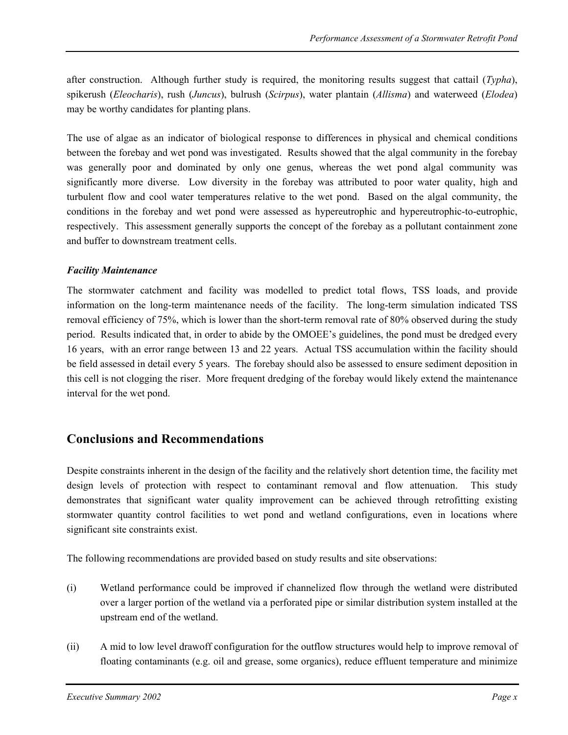after construction. Although further study is required, the monitoring results suggest that cattail (*Typha*), spikerush (*Eleocharis*), rush (*Juncus*), bulrush (*Scirpus*), water plantain (*Allisma*) and waterweed (*Elodea*) may be worthy candidates for planting plans.

The use of algae as an indicator of biological response to differences in physical and chemical conditions between the forebay and wet pond was investigated. Results showed that the algal community in the forebay was generally poor and dominated by only one genus, whereas the wet pond algal community was significantly more diverse. Low diversity in the forebay was attributed to poor water quality, high and turbulent flow and cool water temperatures relative to the wet pond. Based on the algal community, the conditions in the forebay and wet pond were assessed as hypereutrophic and hypereutrophic-to-eutrophic, respectively. This assessment generally supports the concept of the forebay as a pollutant containment zone and buffer to downstream treatment cells.

***Facility Maintenance***

The stormwater catchment and facility was modelled to predict total flows, TSS loads, and provide information on the long-term maintenance needs of the facility. The long-term simulation indicated TSS removal efficiency of 75%, which is lower than the short-term removal rate of 80% observed during the study period. Results indicated that, in order to abide by the OMOEE's guidelines, the pond must be dredged every 16 years, with an error range between 13 and 22 years. Actual TSS accumulation within the facility should be field assessed in detail every 5 years. The forebay should also be assessed to ensure sediment deposition in this cell is not clogging the riser. More frequent dredging of the forebay would likely extend the maintenance interval for the wet pond.

## Conclusions and Recommendations

Despite constraints inherent in the design of the facility and the relatively short detention time, the facility met design levels of protection with respect to contaminant removal and flow attenuation. This study demonstrates that significant water quality improvement can be achieved through retrofitting existing stormwater quantity control facilities to wet pond and wetland configurations, even in locations where significant site constraints exist.

The following recommendations are provided based on study results and site observations:

(i) Wetland performance could be improved if channelized flow through the wetland were distributed over a larger portion of the wetland via a perforated pipe or similar distribution system installed at the upstream end of the wetland.

(ii) A mid to low level drawoff configuration for the outflow structures would help to improve removal of floating contaminants (e.g. oil and grease, some organics), reduce effluent temperature and minimize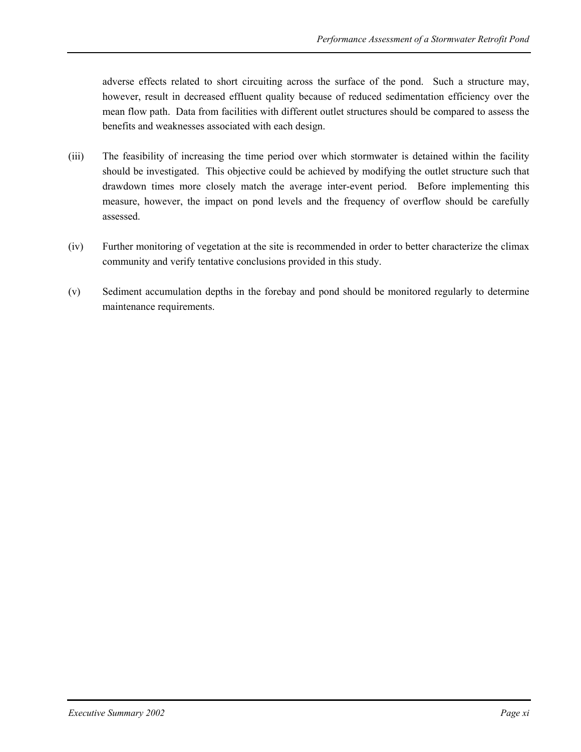adverse effects related to short circuiting across the surface of the pond. Such a structure may, however, result in decreased effluent quality because of reduced sedimentation efficiency over the mean flow path. Data from facilities with different outlet structures should be compared to assess the benefits and weaknesses associated with each design.

(iii) The feasibility of increasing the time period over which stormwater is detained within the facility should be investigated. This objective could be achieved by modifying the outlet structure such that drawdown times more closely match the average inter-event period. Before implementing this measure, however, the impact on pond levels and the frequency of overflow should be carefully assessed.

(iv) Further monitoring of vegetation at the site is recommended in order to better characterize the climax community and verify tentative conclusions provided in this study.

(v) Sediment accumulation depths in the forebay and pond should be monitored regularly to determine maintenance requirements.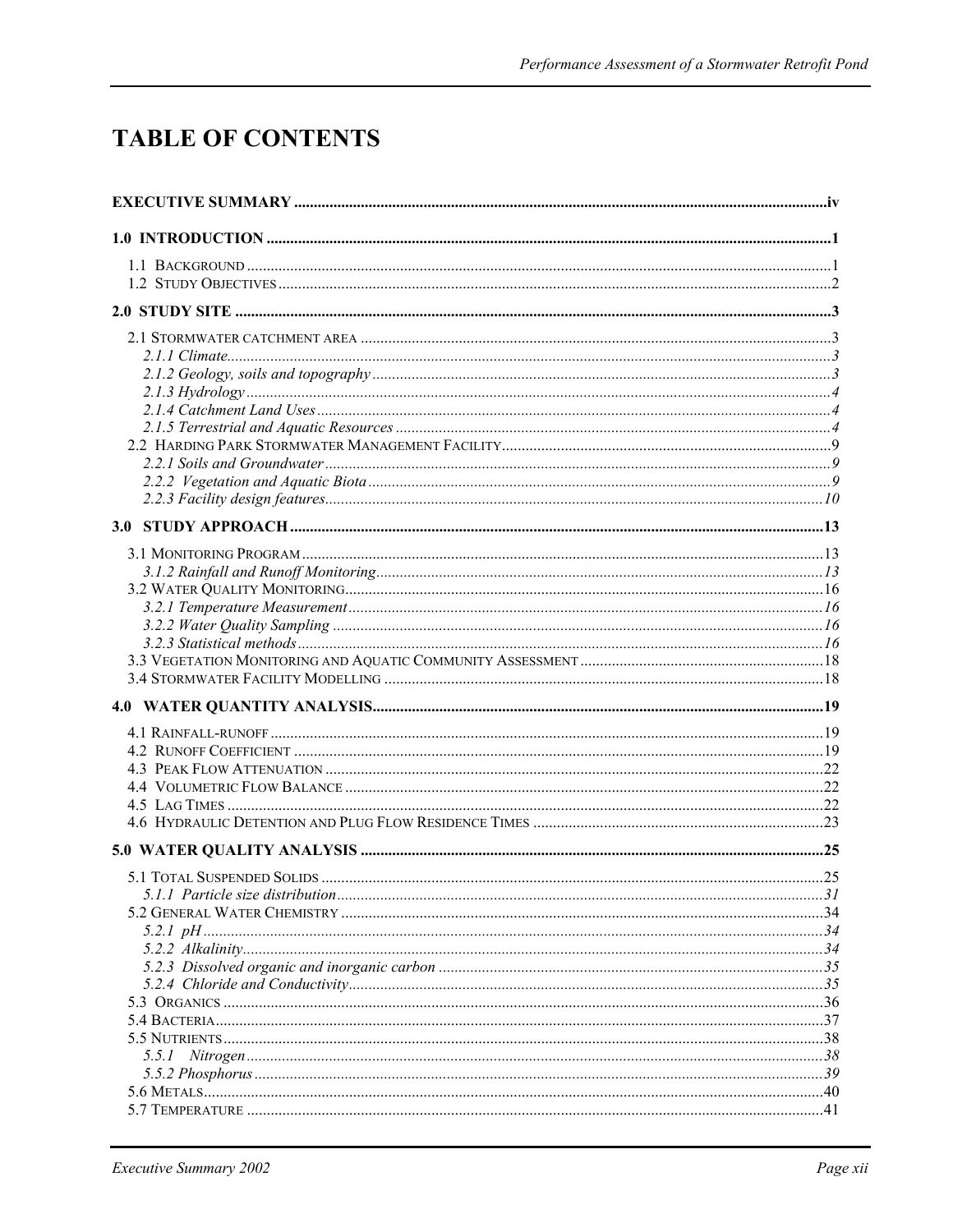# TABLE OF CONTENTS

**EXECUTIVE SUMMARY** .......... iv

**1.0 INTRODUCTION** .......... 1

- 1.1 Background .......... 1
- 1.2 Study Objectives .......... 2

**2.0 STUDY SITE** .......... 3

- 2.1 Stormwater catchment area .......... 3
  - *2.1.1 Climate* .......... 3
  - *2.1.2 Geology, soils and topography* .......... 3
  - *2.1.3 Hydrology* .......... 4
  - *2.1.4 Catchment Land Uses* .......... 4
  - *2.1.5 Terrestrial and Aquatic Resources* .......... 4
- 2.2 Harding Park Stormwater Management Facility .......... 9
  - *2.2.1 Soils and Groundwater* .......... 9
  - *2.2.2 Vegetation and Aquatic Biota* .......... 9
  - *2.2.3 Facility design features* .......... 10

**3.0 STUDY APPROACH** .......... 13

- 3.1 Monitoring Program .......... 13
  - *3.1.2 Rainfall and Runoff Monitoring* .......... 13
- 3.2 Water Quality Monitoring .......... 16
  - *3.2.1 Temperature Measurement* .......... 16
  - *3.2.2 Water Quality Sampling* .......... 16
  - *3.2.3 Statistical methods* .......... 16
- 3.3 Vegetation Monitoring and Aquatic Community Assessment .......... 18
- 3.4 Stormwater Facility Modelling .......... 18

**4.0 WATER QUANTITY ANALYSIS** .......... 19

- 4.1 Rainfall-runoff .......... 19
- 4.2 Runoff Coefficient .......... 19
- 4.3 Peak Flow Attenuation .......... 22
- 4.4 Volumetric Flow Balance .......... 22
- 4.5 Lag Times .......... 22
- 4.6 Hydraulic Detention and Plug Flow Residence Times .......... 23

**5.0 WATER QUALITY ANALYSIS** .......... 25

- 5.1 Total Suspended Solids .......... 25
  - *5.1.1 Particle size distribution* .......... 31
- 5.2 General Water Chemistry .......... 34
  - *5.2.1 pH* .......... 34
  - *5.2.2 Alkalinity* .......... 34
  - *5.2.3 Dissolved organic and inorganic carbon* .......... 35
  - *5.2.4 Chloride and Conductivity* .......... 35
- 5.3 Organics .......... 36
- 5.4 Bacteria .......... 37
- 5.5 Nutrients .......... 38
  - *5.5.1 Nitrogen* .......... 38
  - *5.5.2 Phosphorus* .......... 39
- 5.6 Metals .......... 40
- 5.7 Temperature .......... 41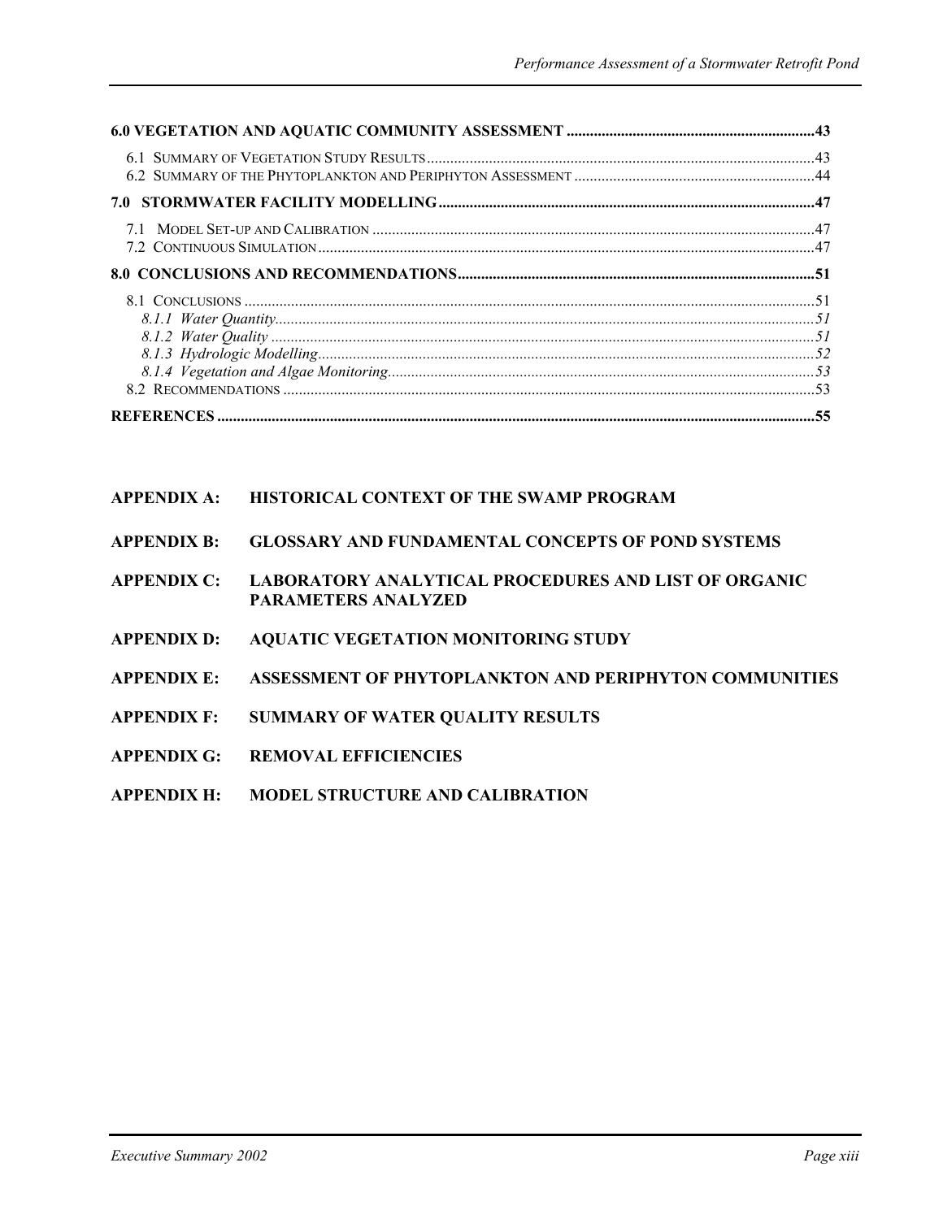**6.0 VEGETATION AND AQUATIC COMMUNITY ASSESSMENT ..................................................................43**

6.1 SUMMARY OF VEGETATION STUDY RESULTS ....................................................................................................43
6.2 SUMMARY OF THE PHYTOPLANKTON AND PERIPHYTON ASSESSMENT ..............................................................44

**7.0 STORMWATER FACILITY MODELLING..................................................................................................47**

7.1 MODEL SET-UP AND CALIBRATION ....................................................................................................................47
7.2 CONTINUOUS SIMULATION ..................................................................................................................................47

**8.0 CONCLUSIONS AND RECOMMENDATIONS.............................................................................................51**

8.1 CONCLUSIONS ......................................................................................................................................................51
*8.1.1 Water Quantity.............................................................................................................................................51*
*8.1.2 Water Quality ..............................................................................................................................................51*
*8.1.3 Hydrologic Modelling..................................................................................................................................52*
*8.1.4 Vegetation and Algae Monitoring.................................................................................................................53*
8.2 RECOMMENDATIONS ............................................................................................................................................53

**REFERENCES ...........................................................................................................................................................55**

**APPENDIX A: HISTORICAL CONTEXT OF THE SWAMP PROGRAM**

**APPENDIX B: GLOSSARY AND FUNDAMENTAL CONCEPTS OF POND SYSTEMS**

**APPENDIX C: LABORATORY ANALYTICAL PROCEDURES AND LIST OF ORGANIC PARAMETERS ANALYZED**

**APPENDIX D: AQUATIC VEGETATION MONITORING STUDY**

**APPENDIX E: ASSESSMENT OF PHYTOPLANKTON AND PERIPHYTON COMMUNITIES**

**APPENDIX F: SUMMARY OF WATER QUALITY RESULTS**

**APPENDIX G: REMOVAL EFFICIENCIES**

**APPENDIX H: MODEL STRUCTURE AND CALIBRATION**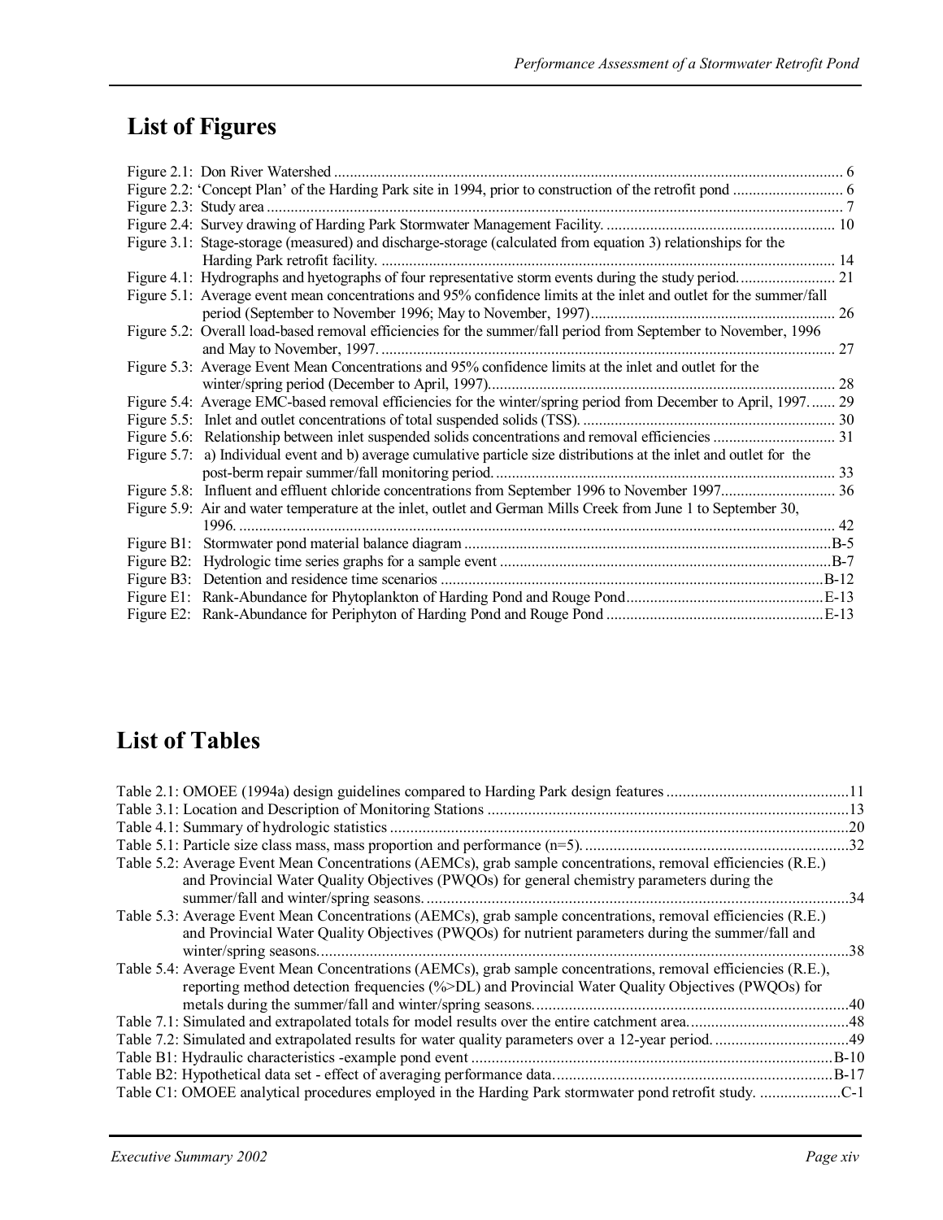## List of Figures

Figure 2.1: Don River Watershed ........................................................................................................................ 6
Figure 2.2: 'Concept Plan' of the Harding Park site in 1994, prior to construction of the retrofit pond ............................ 6
Figure 2.3: Study area ........................................................................................................................................ 7
Figure 2.4: Survey drawing of Harding Park Stormwater Management Facility. ........................................................... 10
Figure 3.1: Stage-storage (measured) and discharge-storage (calculated from equation 3) relationships for the Harding Park retrofit facility. ........................................................................................................................ 14
Figure 4.1: Hydrographs and hyetographs of four representative storm events during the study period. ......................... 21
Figure 5.1: Average event mean concentrations and 95% confidence limits at the inlet and outlet for the summer/fall period (September to November 1996; May to November, 1997) ............................................................... 26
Figure 5.2: Overall load-based removal efficiencies for the summer/fall period from September to November, 1996 and May to November, 1997. .................................................................................................................... 27
Figure 5.3: Average Event Mean Concentrations and 95% confidence limits at the inlet and outlet for the winter/spring period (December to April, 1997). ........................................................................................ 28
Figure 5.4: Average EMC-based removal efficiencies for the winter/spring period from December to April, 1997. ...... 29
Figure 5.5: Inlet and outlet concentrations of total suspended solids (TSS). ................................................................ 30
Figure 5.6: Relationship between inlet suspended solids concentrations and removal efficiencies ............................... 31
Figure 5.7: a) Individual event and b) average cumulative particle size distributions at the inlet and outlet for the post-berm repair summer/fall monitoring period. ...................................................................................... 33
Figure 5.8: Influent and effluent chloride concentrations from September 1996 to November 1997. ............................ 36
Figure 5.9: Air and water temperature at the inlet, outlet and German Mills Creek from June 1 to September 30, 1996. ...................................................................................................................................................... 42
Figure B1: Stormwater pond material balance diagram ............................................................................................. B-5
Figure B2: Hydrologic time series graphs for a sample event ..................................................................................... B-7
Figure B3: Detention and residence time scenarios ................................................................................................ B-12
Figure E1: Rank-Abundance for Phytoplankton of Harding Pond and Rouge Pond .................................................. E-13
Figure E2: Rank-Abundance for Periphyton of Harding Pond and Rouge Pond ....................................................... E-13

## List of Tables

Table 2.1: OMOEE (1994a) design guidelines compared to Harding Park design features .............................................. 11
Table 3.1: Location and Description of Monitoring Stations ......................................................................................... 13
Table 4.1: Summary of hydrologic statistics ................................................................................................................. 20
Table 5.1: Particle size class mass, mass proportion and performance (n=5). ................................................................ 32
Table 5.2: Average Event Mean Concentrations (AEMCs), grab sample concentrations, removal efficiencies (R.E.) and Provincial Water Quality Objectives (PWQOs) for general chemistry parameters during the summer/fall and winter/spring seasons. ........................................................................................................ 34
Table 5.3: Average Event Mean Concentrations (AEMCs), grab sample concentrations, removal efficiencies (R.E.) and Provincial Water Quality Objectives (PWQOs) for nutrient parameters during the summer/fall and winter/spring seasons. .................................................................................................................................. 38
Table 5.4: Average Event Mean Concentrations (AEMCs), grab sample concentrations, removal efficiencies (R.E.), reporting method detection frequencies (%>DL) and Provincial Water Quality Objectives (PWQOs) for metals during the summer/fall and winter/spring seasons. ............................................................................ 40
Table 7.1: Simulated and extrapolated totals for model results over the entire catchment area. ....................................... 48
Table 7.2: Simulated and extrapolated results for water quality parameters over a 12-year period. ................................. 49
Table B1: Hydraulic characteristics -example pond event ......................................................................................... B-10
Table B2: Hypothetical data set - effect of averaging performance data. ..................................................................... B-17
Table C1: OMOEE analytical procedures employed in the Harding Park stormwater pond retrofit study. .................... C-1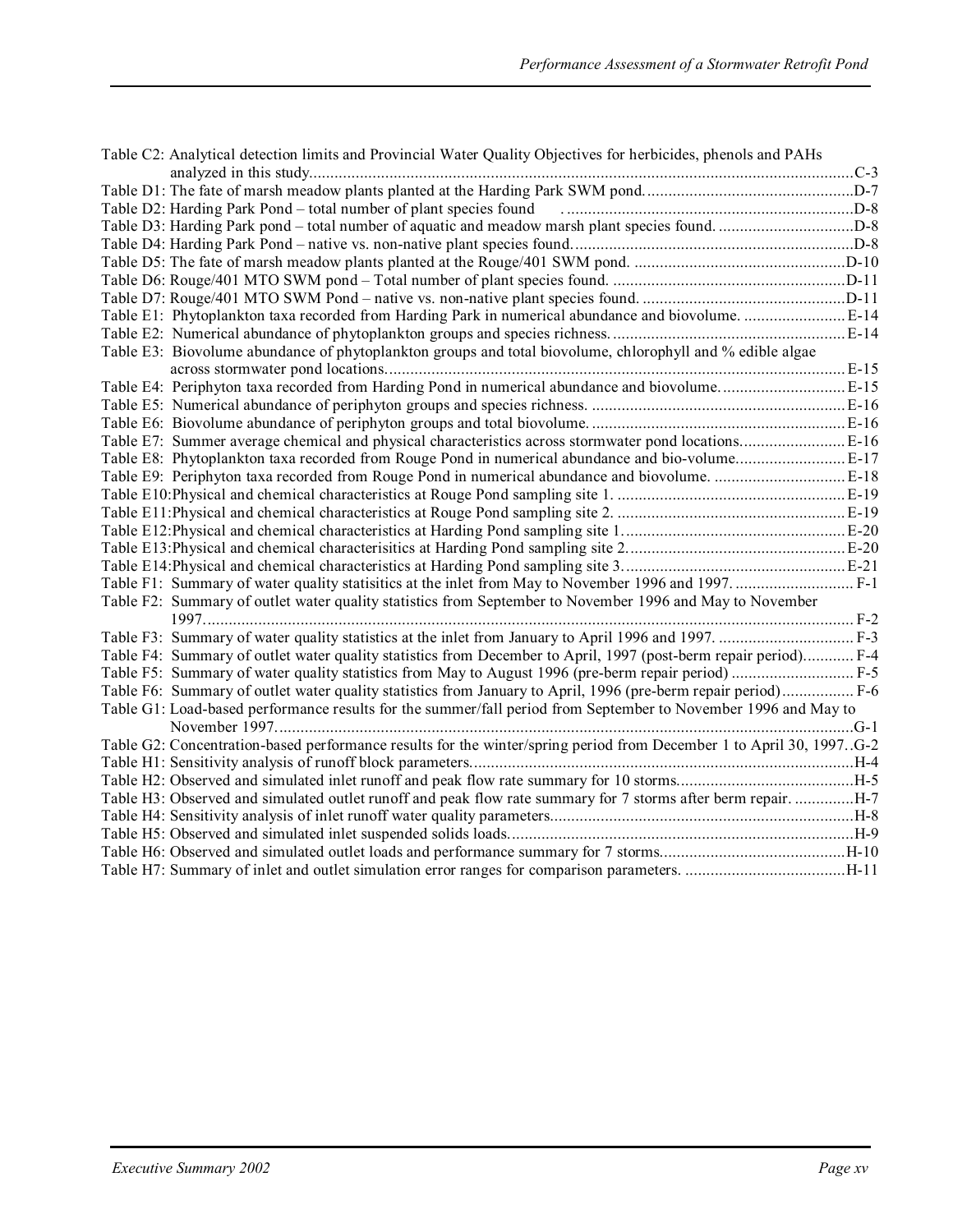Table C2: Analytical detection limits and Provincial Water Quality Objectives for herbicides, phenols and PAHs analyzed in this study.................................................................................................................................C-3
Table D1: The fate of marsh meadow plants planted at the Harding Park SWM pond..................................................D-7
Table D2: Harding Park Pond – total number of plant species found ......................................................................D-8
Table D3: Harding Park pond – total number of aquatic and meadow marsh plant species found. ................................D-8
Table D4: Harding Park Pond – native vs. non-native plant species found....................................................................D-8
Table D5: The fate of marsh meadow plants planted at the Rouge/401 SWM pond. ..................................................D-10
Table D6: Rouge/401 MTO SWM pond – Total number of plant species found. .......................................................D-11
Table D7: Rouge/401 MTO SWM Pond – native vs. non-native plant species found. ................................................D-11
Table E1: Phytoplankton taxa recorded from Harding Park in numerical abundance and biovolume. ........................ E-14
Table E2: Numerical abundance of phytoplankton groups and species richness. ....................................................... E-14
Table E3: Biovolume abundance of phytoplankton groups and total biovolume, chlorophyll and % edible algae across stormwater pond locations............................................................................................................... E-15
Table E4: Periphyton taxa recorded from Harding Pond in numerical abundance and biovolume. ............................. E-15
Table E5: Numerical abundance of periphyton groups and species richness. ............................................................ E-16
Table E6: Biovolume abundance of periphyton groups and total biovolume. ............................................................ E-16
Table E7: Summer average chemical and physical characteristics across stormwater pond locations......................... E-16
Table E8: Phytoplankton taxa recorded from Rouge Pond in numerical abundance and bio-volume.......................... E-17
Table E9: Periphyton taxa recorded from Rouge Pond in numerical abundance and biovolume. ............................... E-18
Table E10:Physical and chemical characteristics at Rouge Pond sampling site 1. ...................................................... E-19
Table E11:Physical and chemical characteristics at Rouge Pond sampling site 2. ...................................................... E-19
Table E12:Physical and chemical characteristics at Harding Pond sampling site 1..................................................... E-20
Table E13:Physical and chemical characterisitics at Harding Pond sampling site 2.................................................... E-20
Table E14:Physical and chemical characteristics at Harding Pond sampling site 3..................................................... E-21
Table F1: Summary of water quality statisitics at the inlet from May to November 1996 and 1997. ............................ F-1
Table F2: Summary of outlet water quality statistics from September to November 1996 and May to November 1997........................................................................................................................................................... F-2
Table F3: Summary of water quality statistics at the inlet from January to April 1996 and 1997. ................................ F-3
Table F4: Summary of outlet water quality statistics from December to April, 1997 (post-berm repair period)............ F-4
Table F5: Summary of water quality statistics from May to August 1996 (pre-berm repair period) ............................. F-5
Table F6: Summary of outlet water quality statistics from January to April, 1996 (pre-berm repair period)................. F-6
Table G1: Load-based performance results for the summer/fall period from September to November 1996 and May to November 1997..........................................................................................................................................G-1
Table G2: Concentration-based performance results for the winter/spring period from December 1 to April 30, 1997..G-2
Table H1: Sensitivity analysis of runoff block parameters...........................................................................................H-4
Table H2: Observed and simulated inlet runoff and peak flow rate summary for 10 storms..........................................H-5
Table H3: Observed and simulated outlet runoff and peak flow rate summary for 7 storms after berm repair. ..............H-7
Table H4: Sensitivity analysis of inlet runoff water quality parameters........................................................................H-8
Table H5: Observed and simulated inlet suspended solids loads..................................................................................H-9
Table H6: Observed and simulated outlet loads and performance summary for 7 storms............................................H-10
Table H7: Summary of inlet and outlet simulation error ranges for comparison parameters. ......................................H-11